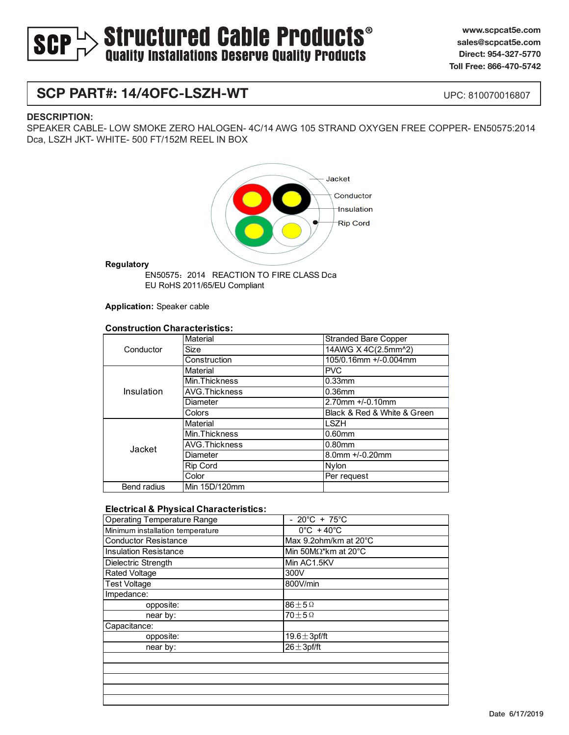**SCP Structured Cable Products®**
**Quality Installations Deserve Quality Products**

www.scpcat5e.com
sales@scpcat5e.com
Direct: 954-327-5770
Toll Free: 866-470-5742

## SCP PART#: 14/4OFC-LSZH-WT

UPC: 810070016807

**DESCRIPTION:**

SPEAKER CABLE- LOW SMOKE ZERO HALOGEN- 4C/14 AWG 105 STRAND OXYGEN FREE COPPER- EN50575:2014 Dca, LSZH JKT- WHITE- 500 FT/152M REEL IN BOX

Jacket
Conductor
Insulation
Rip Cord

**Regulatory**

EN50575：2014 REACTION TO FIRE CLASS Dca
EU RoHS 2011/65/EU Compliant

**Application:** Speaker cable

**Construction Characteristics:**

| | | |
|---|---|---|
| Conductor | Material | Stranded Bare Copper |
| | Size | 14AWG X 4C(2.5mm^2) |
| | Construction | 105/0.16mm +/-0.004mm |
| Insulation | Material | PVC |
| | Min.Thickness | 0.33mm |
| | AVG.Thickness | 0.36mm |
| | Diameter | 2.70mm +/-0.10mm |
| | Colors | Black & Red & White & Green |
| Jacket | Material | LSZH |
| | Min.Thickness | 0.60mm |
| | AVG.Thickness | 0.80mm |
| | Diameter | 8.0mm +/-0.20mm |
| | Rip Cord | Nylon |
| | Color | Per request |
| Bend radius | Min 15D/120mm | |

**Electrical & Physical Characteristics:**

| | |
|---|---|
| Operating Temperature Range | - 20°C + 75°C |
| Minimum installation temperature | 0°C + 40°C |
| Conductor Resistance | Max 9.2ohm/km at 20°C |
| Insulation Resistance | Min 50MΩ*km at 20°C |
| Dielectric Strength | Min AC1.5KV |
| Rated Voltage | 300V |
| Test Voltage | 800V/min |
| Impedance: | |
| opposite: | 86±5Ω |
| near by: | 70±5Ω |
| Capacitance: | |
| opposite: | 19.6±3pf/ft |
| near by: | 26±3pf/ft |
| | |
| | |
| | |
| | |
| | |

Date 6/17/2019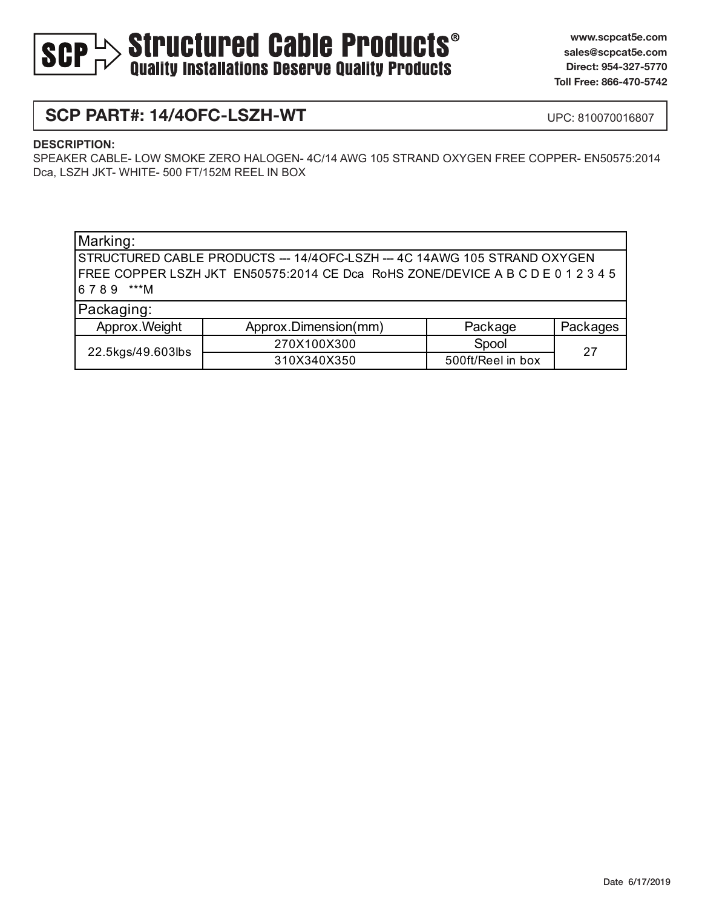# Structured Cable Products®

**Quality Installations Deserve Quality Products**

**www.scpcat5e.com**
**sales@scpcat5e.com**
**Direct: 954-327-5770**
**Toll Free: 866-470-5742**

## SCP PART#: 14/4OFC-LSZH-WT

UPC: 810070016807

**DESCRIPTION:**

SPEAKER CABLE- LOW SMOKE ZERO HALOGEN- 4C/14 AWG 105 STRAND OXYGEN FREE COPPER- EN50575:2014 Dca, LSZH JKT- WHITE- 500 FT/152M REEL IN BOX

| Marking: | | | |
|---|---|---|---|
| STRUCTURED CABLE PRODUCTS --- 14/4OFC-LSZH --- 4C 14AWG 105 STRAND OXYGEN FREE COPPER LSZH JKT EN50575:2014 CE Dca RoHS ZONE/DEVICE A B C D E 0 1 2 3 4 5 6 7 8 9 ***M | | | |
| **Packaging:** | | | |
| Approx.Weight | Approx.Dimension(mm) | Package | Packages |
| 22.5kgs/49.603lbs | 270X100X300 | Spool | 27 |
| | 310X340X350 | 500ft/Reel in box | |

**Date 6/17/2019**